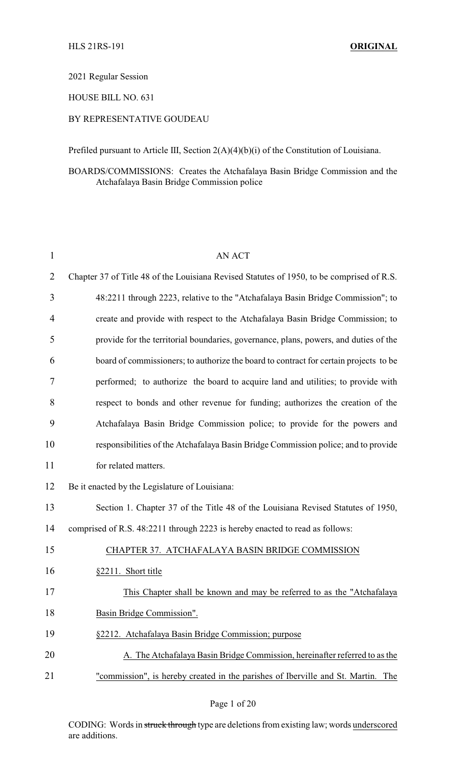2021 Regular Session

HOUSE BILL NO. 631

BY REPRESENTATIVE GOUDEAU

Prefiled pursuant to Article III, Section 2(A)(4)(b)(i) of the Constitution of Louisiana.

BOARDS/COMMISSIONS: Creates the Atchafalaya Basin Bridge Commission and the Atchafalaya Basin Bridge Commission police

AN ACT

Chapter 37 of Title 48 of the Louisiana Revised Statutes of 1950, to be comprised of R.S. 48:2211 through 2223, relative to the "Atchafalaya Basin Bridge Commission"; to create and provide with respect to the Atchafalaya Basin Bridge Commission; to provide for the territorial boundaries, governance, plans, powers, and duties of the board of commissioners; to authorize the board to contract for certain projects to be performed; to authorize the board to acquire land and utilities; to provide with respect to bonds and other revenue for funding; authorizes the creation of the Atchafalaya Basin Bridge Commission police; to provide for the powers and responsibilities of the Atchafalaya Basin Bridge Commission police; and to provide for related matters.

Be it enacted by the Legislature of Louisiana:

Section 1. Chapter 37 of the Title 48 of the Louisiana Revised Statutes of 1950, comprised of R.S. 48:2211 through 2223 is hereby enacted to read as follows:

CHAPTER 37. ATCHAFALAYA BASIN BRIDGE COMMISSION

§2211. Short title

This Chapter shall be known and may be referred to as the "Atchafalaya Basin Bridge Commission".

§2212. Atchafalaya Basin Bridge Commission; purpose

A. The Atchafalaya Basin Bridge Commission, hereinafter referred to as the "commission", is hereby created in the parishes of Iberville and St. Martin. The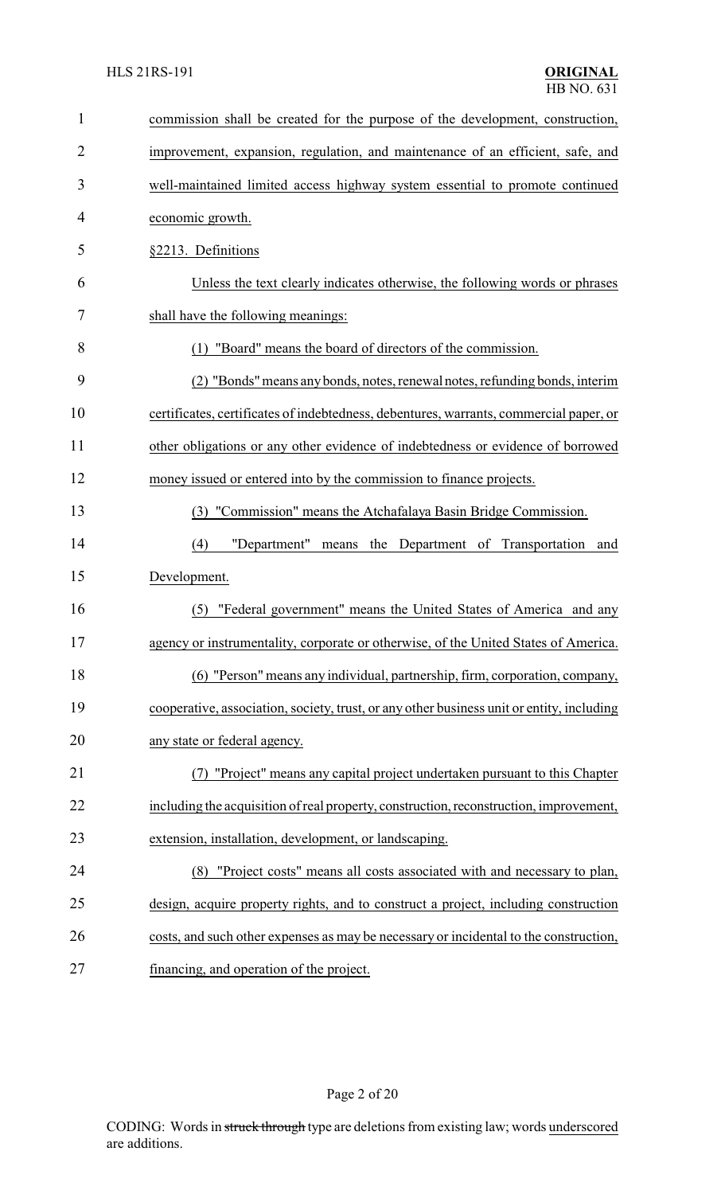commission shall be created for the purpose of the development, construction, improvement, expansion, regulation, and maintenance of an efficient, safe, and well-maintained limited access highway system essential to promote continued economic growth.

§2213. Definitions

Unless the text clearly indicates otherwise, the following words or phrases shall have the following meanings:

(1) "Board" means the board of directors of the commission.

(2) "Bonds" means any bonds, notes, renewal notes, refunding bonds, interim certificates, certificates of indebtedness, debentures, warrants, commercial paper, or other obligations or any other evidence of indebtedness or evidence of borrowed money issued or entered into by the commission to finance projects.

(3) "Commission" means the Atchafalaya Basin Bridge Commission.

(4) "Department" means the Department of Transportation and Development.

(5) "Federal government" means the United States of America and any agency or instrumentality, corporate or otherwise, of the United States of America.

(6) "Person" means any individual, partnership, firm, corporation, company, cooperative, association, society, trust, or any other business unit or entity, including any state or federal agency.

(7) "Project" means any capital project undertaken pursuant to this Chapter including the acquisition of real property, construction, reconstruction, improvement, extension, installation, development, or landscaping.

(8) "Project costs" means all costs associated with and necessary to plan, design, acquire property rights, and to construct a project, including construction costs, and such other expenses as may be necessary or incidental to the construction, financing, and operation of the project.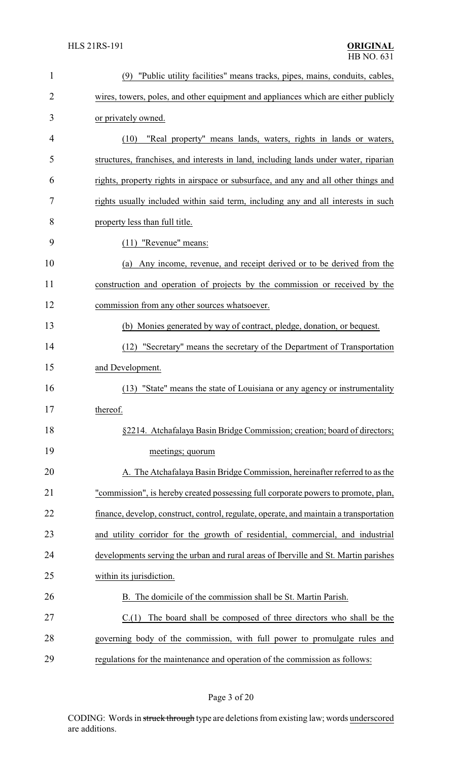(9) "Public utility facilities" means tracks, pipes, mains, conduits, cables, wires, towers, poles, and other equipment and appliances which are either publicly or privately owned.

(10) "Real property" means lands, waters, rights in lands or waters, structures, franchises, and interests in land, including lands under water, riparian rights, property rights in airspace or subsurface, and any and all other things and rights usually included within said term, including any and all interests in such property less than full title.

(11) "Revenue" means:

(a) Any income, revenue, and receipt derived or to be derived from the construction and operation of projects by the commission or received by the commission from any other sources whatsoever.

(b) Monies generated by way of contract, pledge, donation, or bequest.

(12) "Secretary" means the secretary of the Department of Transportation and Development.

(13) "State" means the state of Louisiana or any agency or instrumentality thereof.

§2214. Atchafalaya Basin Bridge Commission; creation; board of directors; meetings; quorum

A. The Atchafalaya Basin Bridge Commission, hereinafter referred to as the "commission", is hereby created possessing full corporate powers to promote, plan, finance, develop, construct, control, regulate, operate, and maintain a transportation and utility corridor for the growth of residential, commercial, and industrial developments serving the urban and rural areas of Iberville and St. Martin parishes within its jurisdiction.

B. The domicile of the commission shall be St. Martin Parish.

C.(1) The board shall be composed of three directors who shall be the governing body of the commission, with full power to promulgate rules and regulations for the maintenance and operation of the commission as follows: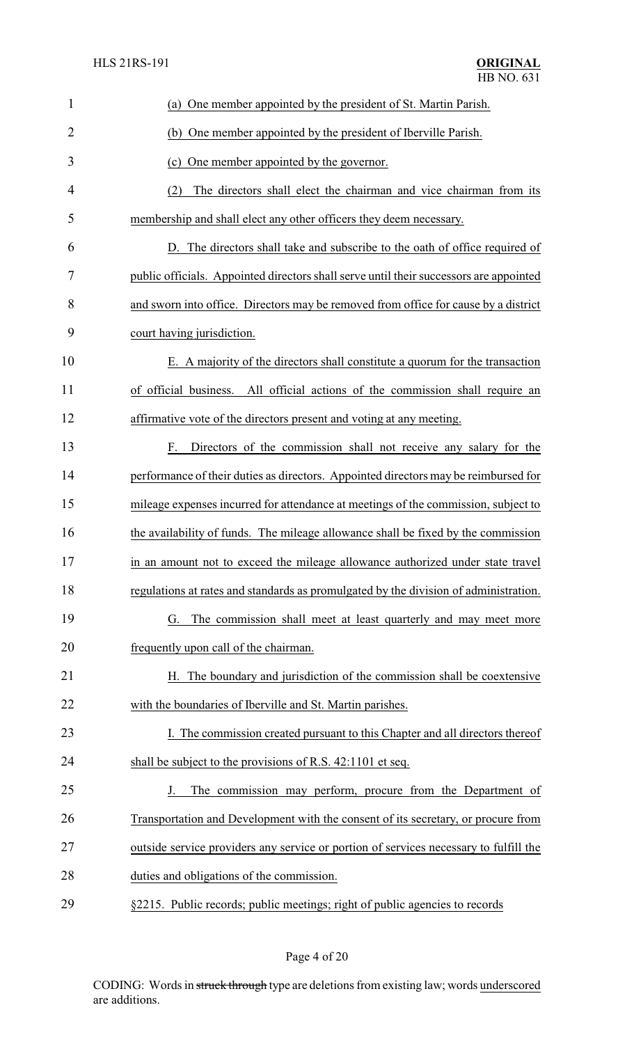(a) One member appointed by the president of St. Martin Parish.

(b) One member appointed by the president of Iberville Parish.

(c) One member appointed by the governor.

(2) The directors shall elect the chairman and vice chairman from its membership and shall elect any other officers they deem necessary.

D. The directors shall take and subscribe to the oath of office required of public officials. Appointed directors shall serve until their successors are appointed and sworn into office. Directors may be removed from office for cause by a district court having jurisdiction.

E. A majority of the directors shall constitute a quorum for the transaction of official business. All official actions of the commission shall require an affirmative vote of the directors present and voting at any meeting.

F. Directors of the commission shall not receive any salary for the performance of their duties as directors. Appointed directors may be reimbursed for mileage expenses incurred for attendance at meetings of the commission, subject to the availability of funds. The mileage allowance shall be fixed by the commission in an amount not to exceed the mileage allowance authorized under state travel regulations at rates and standards as promulgated by the division of administration.

G. The commission shall meet at least quarterly and may meet more frequently upon call of the chairman.

H. The boundary and jurisdiction of the commission shall be coextensive with the boundaries of Iberville and St. Martin parishes.

I. The commission created pursuant to this Chapter and all directors thereof shall be subject to the provisions of R.S. 42:1101 et seq.

J. The commission may perform, procure from the Department of Transportation and Development with the consent of its secretary, or procure from outside service providers any service or portion of services necessary to fulfill the duties and obligations of the commission.

§2215. Public records; public meetings; right of public agencies to records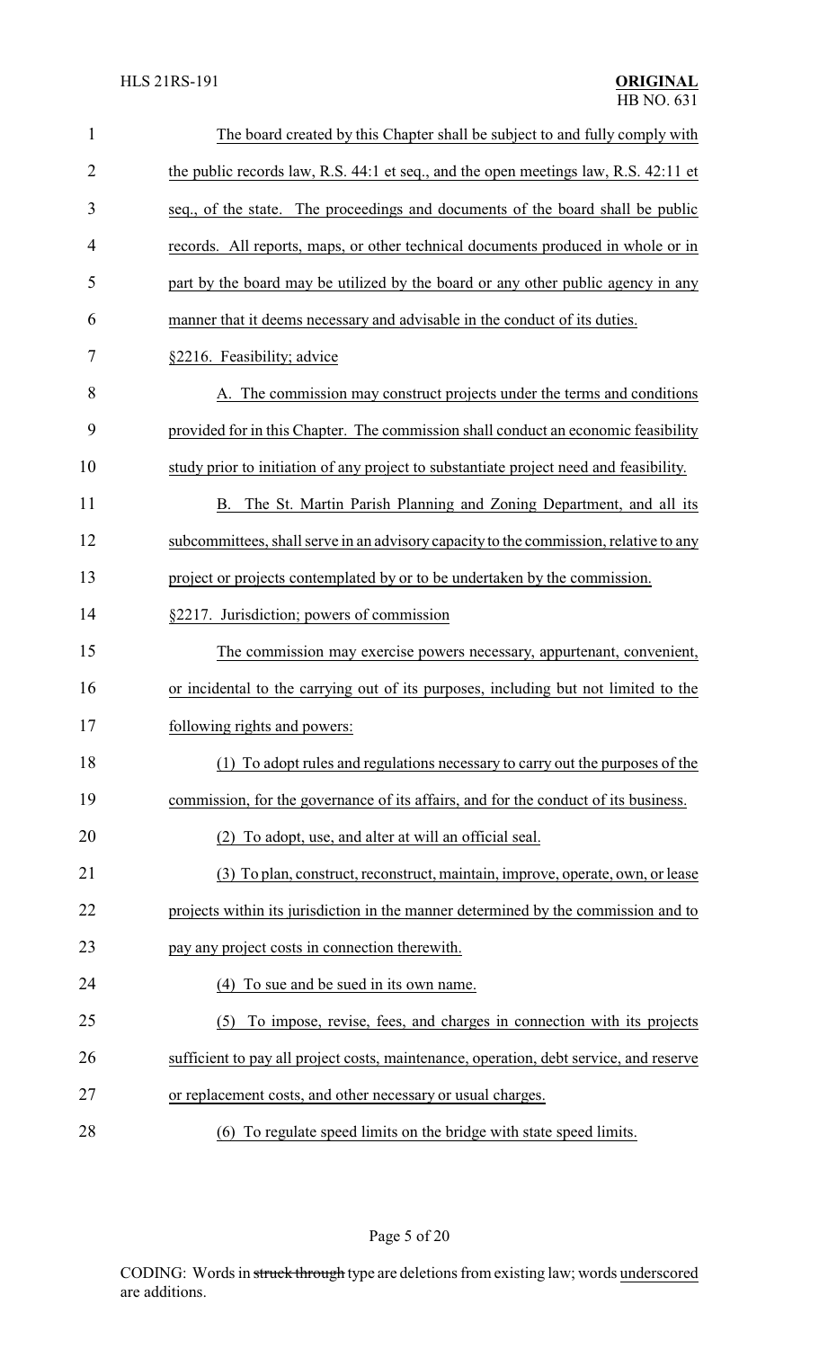The board created by this Chapter shall be subject to and fully comply with the public records law, R.S. 44:1 et seq., and the open meetings law, R.S. 42:11 et seq., of the state. The proceedings and documents of the board shall be public records. All reports, maps, or other technical documents produced in whole or in part by the board may be utilized by the board or any other public agency in any manner that it deems necessary and advisable in the conduct of its duties.

§2216. Feasibility; advice

A. The commission may construct projects under the terms and conditions provided for in this Chapter. The commission shall conduct an economic feasibility study prior to initiation of any project to substantiate project need and feasibility.

B. The St. Martin Parish Planning and Zoning Department, and all its subcommittees, shall serve in an advisory capacity to the commission, relative to any project or projects contemplated by or to be undertaken by the commission.

§2217. Jurisdiction; powers of commission

The commission may exercise powers necessary, appurtenant, convenient, or incidental to the carrying out of its purposes, including but not limited to the following rights and powers:

(1) To adopt rules and regulations necessary to carry out the purposes of the commission, for the governance of its affairs, and for the conduct of its business.

(2) To adopt, use, and alter at will an official seal.

(3) To plan, construct, reconstruct, maintain, improve, operate, own, or lease projects within its jurisdiction in the manner determined by the commission and to pay any project costs in connection therewith.

(4) To sue and be sued in its own name.

(5) To impose, revise, fees, and charges in connection with its projects sufficient to pay all project costs, maintenance, operation, debt service, and reserve or replacement costs, and other necessary or usual charges.

(6) To regulate speed limits on the bridge with state speed limits.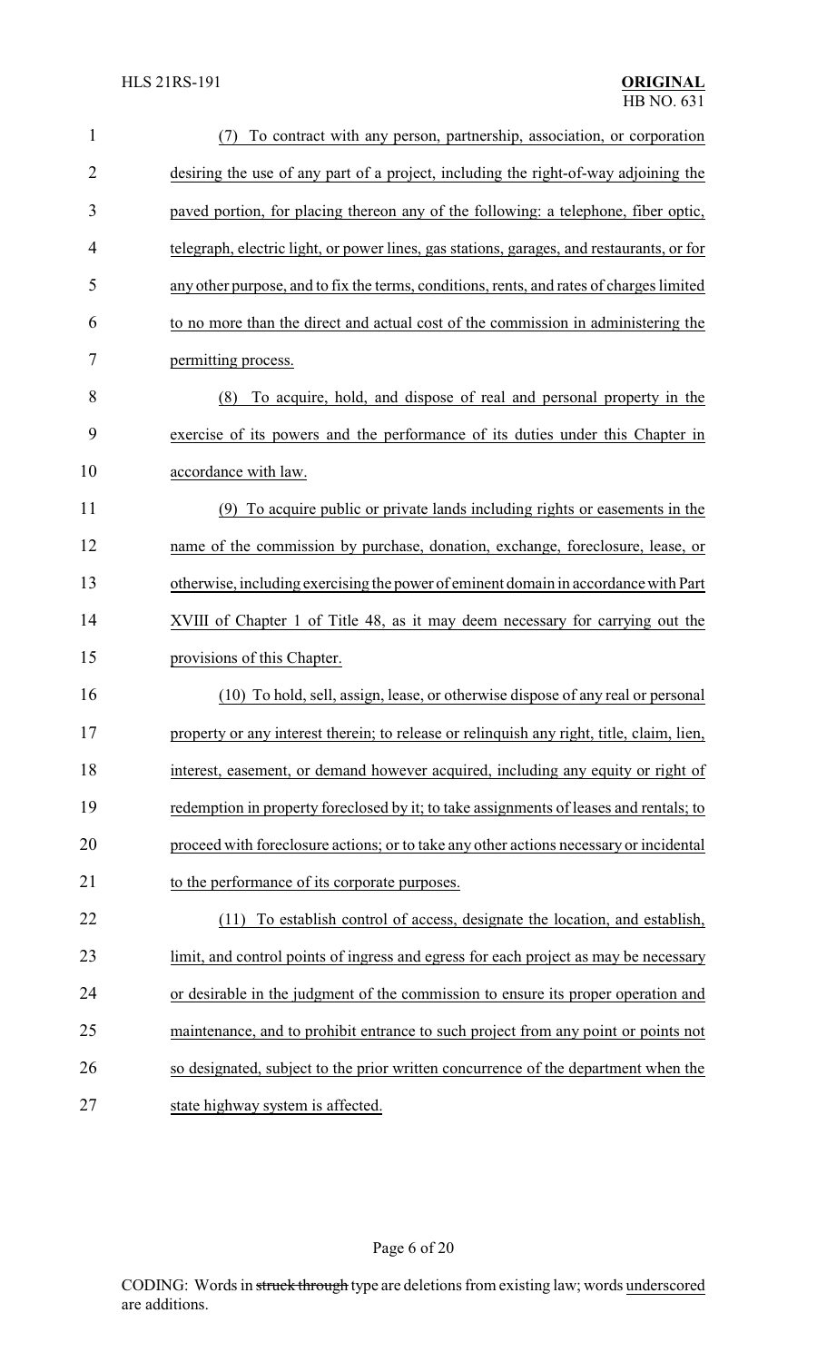(7) To contract with any person, partnership, association, or corporation desiring the use of any part of a project, including the right-of-way adjoining the paved portion, for placing thereon any of the following: a telephone, fiber optic, telegraph, electric light, or power lines, gas stations, garages, and restaurants, or for any other purpose, and to fix the terms, conditions, rents, and rates of charges limited to no more than the direct and actual cost of the commission in administering the permitting process.

(8) To acquire, hold, and dispose of real and personal property in the exercise of its powers and the performance of its duties under this Chapter in accordance with law.

(9) To acquire public or private lands including rights or easements in the name of the commission by purchase, donation, exchange, foreclosure, lease, or otherwise, including exercising the power of eminent domain in accordance with Part XVIII of Chapter 1 of Title 48, as it may deem necessary for carrying out the provisions of this Chapter.

(10) To hold, sell, assign, lease, or otherwise dispose of any real or personal property or any interest therein; to release or relinquish any right, title, claim, lien, interest, easement, or demand however acquired, including any equity or right of redemption in property foreclosed by it; to take assignments of leases and rentals; to proceed with foreclosure actions; or to take any other actions necessary or incidental to the performance of its corporate purposes.

(11) To establish control of access, designate the location, and establish, limit, and control points of ingress and egress for each project as may be necessary or desirable in the judgment of the commission to ensure its proper operation and maintenance, and to prohibit entrance to such project from any point or points not so designated, subject to the prior written concurrence of the department when the state highway system is affected.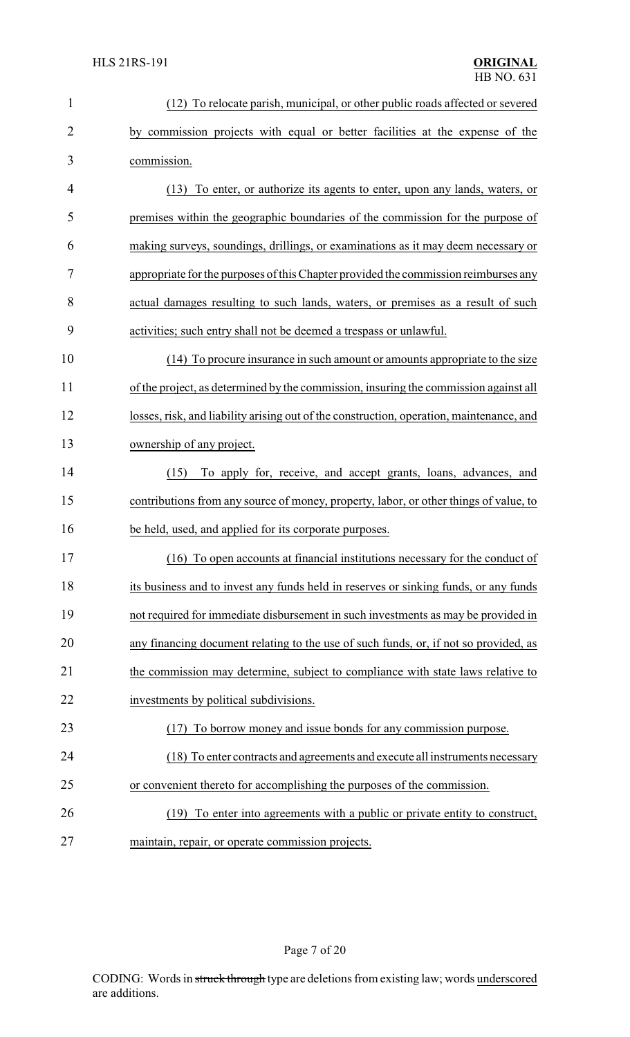(12) To relocate parish, municipal, or other public roads affected or severed by commission projects with equal or better facilities at the expense of the commission.

(13) To enter, or authorize its agents to enter, upon any lands, waters, or premises within the geographic boundaries of the commission for the purpose of making surveys, soundings, drillings, or examinations as it may deem necessary or appropriate for the purposes of this Chapter provided the commission reimburses any actual damages resulting to such lands, waters, or premises as a result of such activities; such entry shall not be deemed a trespass or unlawful.

(14) To procure insurance in such amount or amounts appropriate to the size of the project, as determined by the commission, insuring the commission against all losses, risk, and liability arising out of the construction, operation, maintenance, and ownership of any project.

(15) To apply for, receive, and accept grants, loans, advances, and contributions from any source of money, property, labor, or other things of value, to be held, used, and applied for its corporate purposes.

(16) To open accounts at financial institutions necessary for the conduct of its business and to invest any funds held in reserves or sinking funds, or any funds not required for immediate disbursement in such investments as may be provided in any financing document relating to the use of such funds, or, if not so provided, as the commission may determine, subject to compliance with state laws relative to investments by political subdivisions.

(17) To borrow money and issue bonds for any commission purpose.

(18) To enter contracts and agreements and execute all instruments necessary or convenient thereto for accomplishing the purposes of the commission.

(19) To enter into agreements with a public or private entity to construct, maintain, repair, or operate commission projects.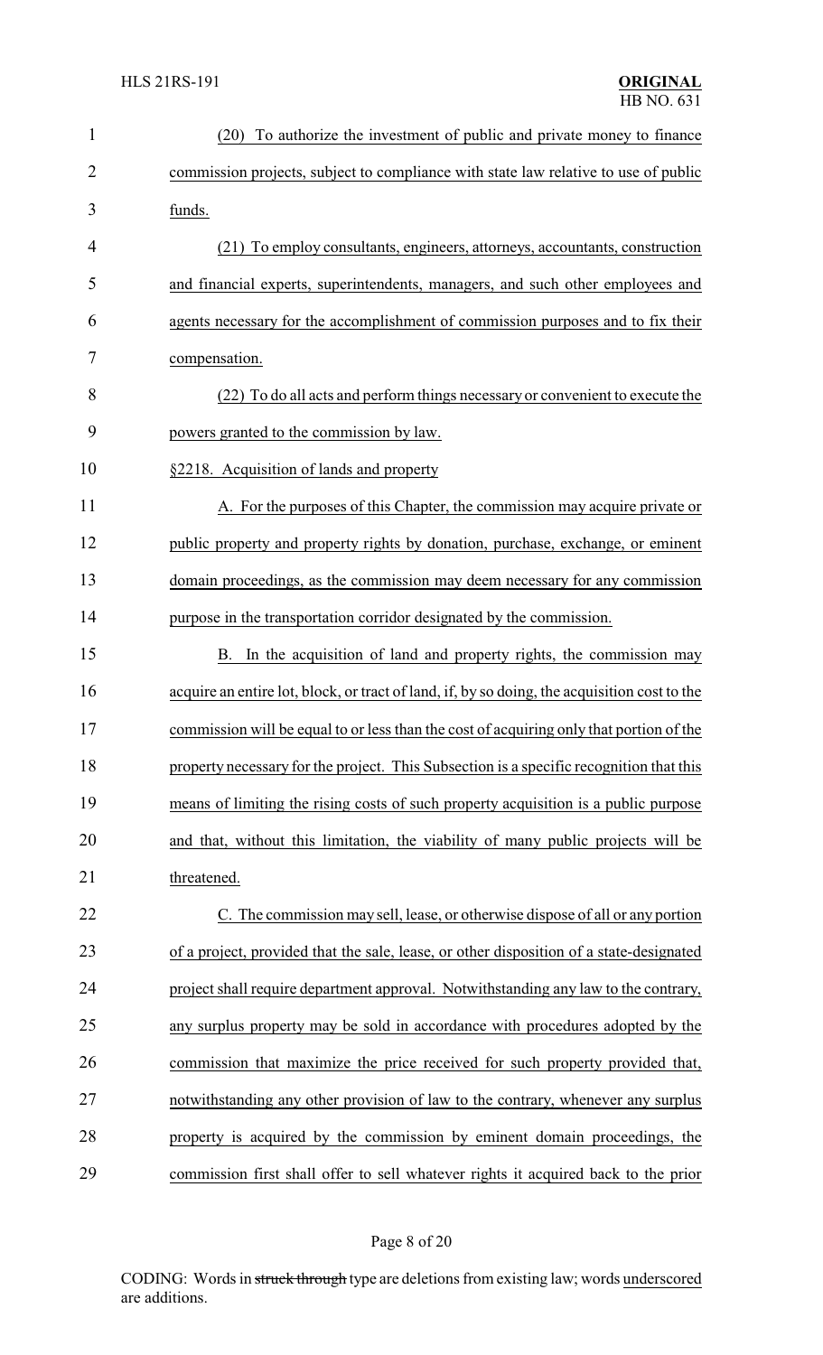(20) To authorize the investment of public and private money to finance commission projects, subject to compliance with state law relative to use of public funds.

(21) To employ consultants, engineers, attorneys, accountants, construction and financial experts, superintendents, managers, and such other employees and agents necessary for the accomplishment of commission purposes and to fix their compensation.

(22) To do all acts and perform things necessary or convenient to execute the powers granted to the commission by law.

§2218. Acquisition of lands and property

A. For the purposes of this Chapter, the commission may acquire private or public property and property rights by donation, purchase, exchange, or eminent domain proceedings, as the commission may deem necessary for any commission purpose in the transportation corridor designated by the commission.

B. In the acquisition of land and property rights, the commission may acquire an entire lot, block, or tract of land, if, by so doing, the acquisition cost to the commission will be equal to or less than the cost of acquiring only that portion of the property necessary for the project. This Subsection is a specific recognition that this means of limiting the rising costs of such property acquisition is a public purpose and that, without this limitation, the viability of many public projects will be threatened.

C. The commission may sell, lease, or otherwise dispose of all or any portion of a project, provided that the sale, lease, or other disposition of a state-designated project shall require department approval. Notwithstanding any law to the contrary, any surplus property may be sold in accordance with procedures adopted by the commission that maximize the price received for such property provided that, notwithstanding any other provision of law to the contrary, whenever any surplus property is acquired by the commission by eminent domain proceedings, the commission first shall offer to sell whatever rights it acquired back to the prior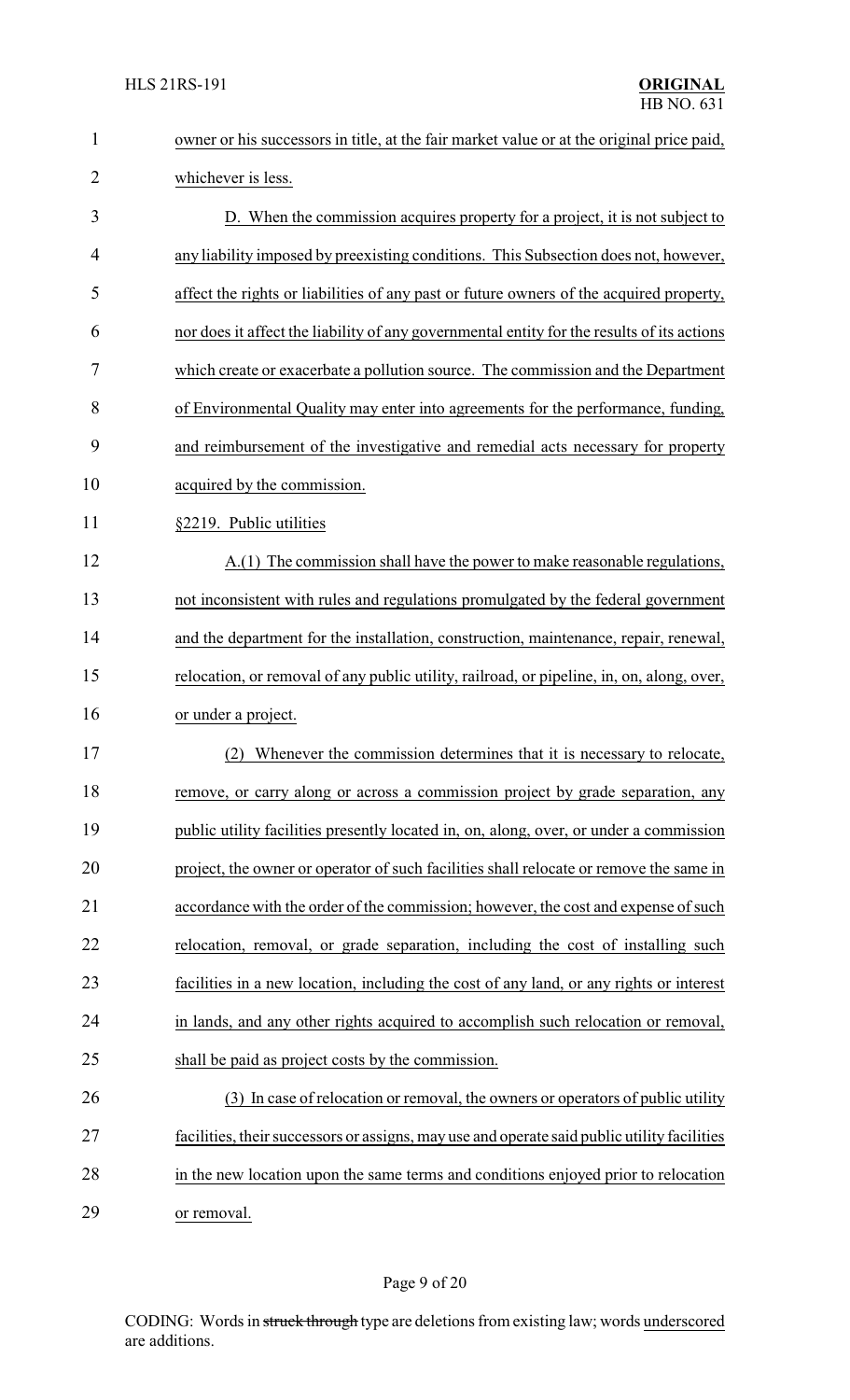owner or his successors in title, at the fair market value or at the original price paid, whichever is less.

D. When the commission acquires property for a project, it is not subject to any liability imposed by preexisting conditions. This Subsection does not, however, affect the rights or liabilities of any past or future owners of the acquired property, nor does it affect the liability of any governmental entity for the results of its actions which create or exacerbate a pollution source. The commission and the Department of Environmental Quality may enter into agreements for the performance, funding, and reimbursement of the investigative and remedial acts necessary for property acquired by the commission.

§2219. Public utilities

A.(1) The commission shall have the power to make reasonable regulations, not inconsistent with rules and regulations promulgated by the federal government and the department for the installation, construction, maintenance, repair, renewal, relocation, or removal of any public utility, railroad, or pipeline, in, on, along, over, or under a project.

(2) Whenever the commission determines that it is necessary to relocate, remove, or carry along or across a commission project by grade separation, any public utility facilities presently located in, on, along, over, or under a commission project, the owner or operator of such facilities shall relocate or remove the same in accordance with the order of the commission; however, the cost and expense of such relocation, removal, or grade separation, including the cost of installing such facilities in a new location, including the cost of any land, or any rights or interest in lands, and any other rights acquired to accomplish such relocation or removal, shall be paid as project costs by the commission.

(3) In case of relocation or removal, the owners or operators of public utility facilities, their successors or assigns, may use and operate said public utility facilities in the new location upon the same terms and conditions enjoyed prior to relocation or removal.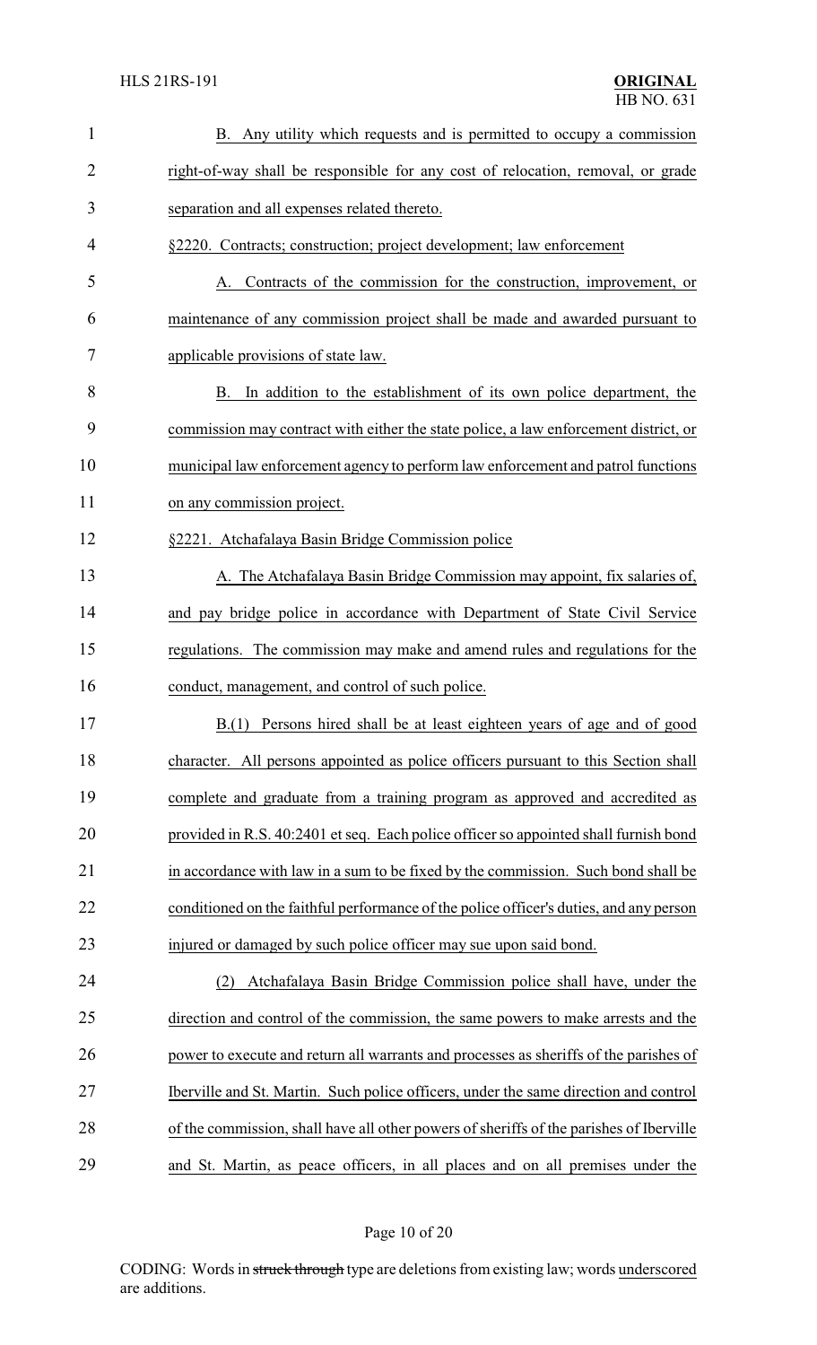B. Any utility which requests and is permitted to occupy a commission right-of-way shall be responsible for any cost of relocation, removal, or grade separation and all expenses related thereto.

§2220. Contracts; construction; project development; law enforcement

A. Contracts of the commission for the construction, improvement, or maintenance of any commission project shall be made and awarded pursuant to applicable provisions of state law.

B. In addition to the establishment of its own police department, the commission may contract with either the state police, a law enforcement district, or municipal law enforcement agency to perform law enforcement and patrol functions on any commission project.

§2221. Atchafalaya Basin Bridge Commission police

A. The Atchafalaya Basin Bridge Commission may appoint, fix salaries of, and pay bridge police in accordance with Department of State Civil Service regulations. The commission may make and amend rules and regulations for the conduct, management, and control of such police.

B.(1) Persons hired shall be at least eighteen years of age and of good character. All persons appointed as police officers pursuant to this Section shall complete and graduate from a training program as approved and accredited as provided in R.S. 40:2401 et seq. Each police officer so appointed shall furnish bond in accordance with law in a sum to be fixed by the commission. Such bond shall be conditioned on the faithful performance of the police officer's duties, and any person injured or damaged by such police officer may sue upon said bond.

(2) Atchafalaya Basin Bridge Commission police shall have, under the direction and control of the commission, the same powers to make arrests and the power to execute and return all warrants and processes as sheriffs of the parishes of Iberville and St. Martin. Such police officers, under the same direction and control of the commission, shall have all other powers of sheriffs of the parishes of Iberville and St. Martin, as peace officers, in all places and on all premises under the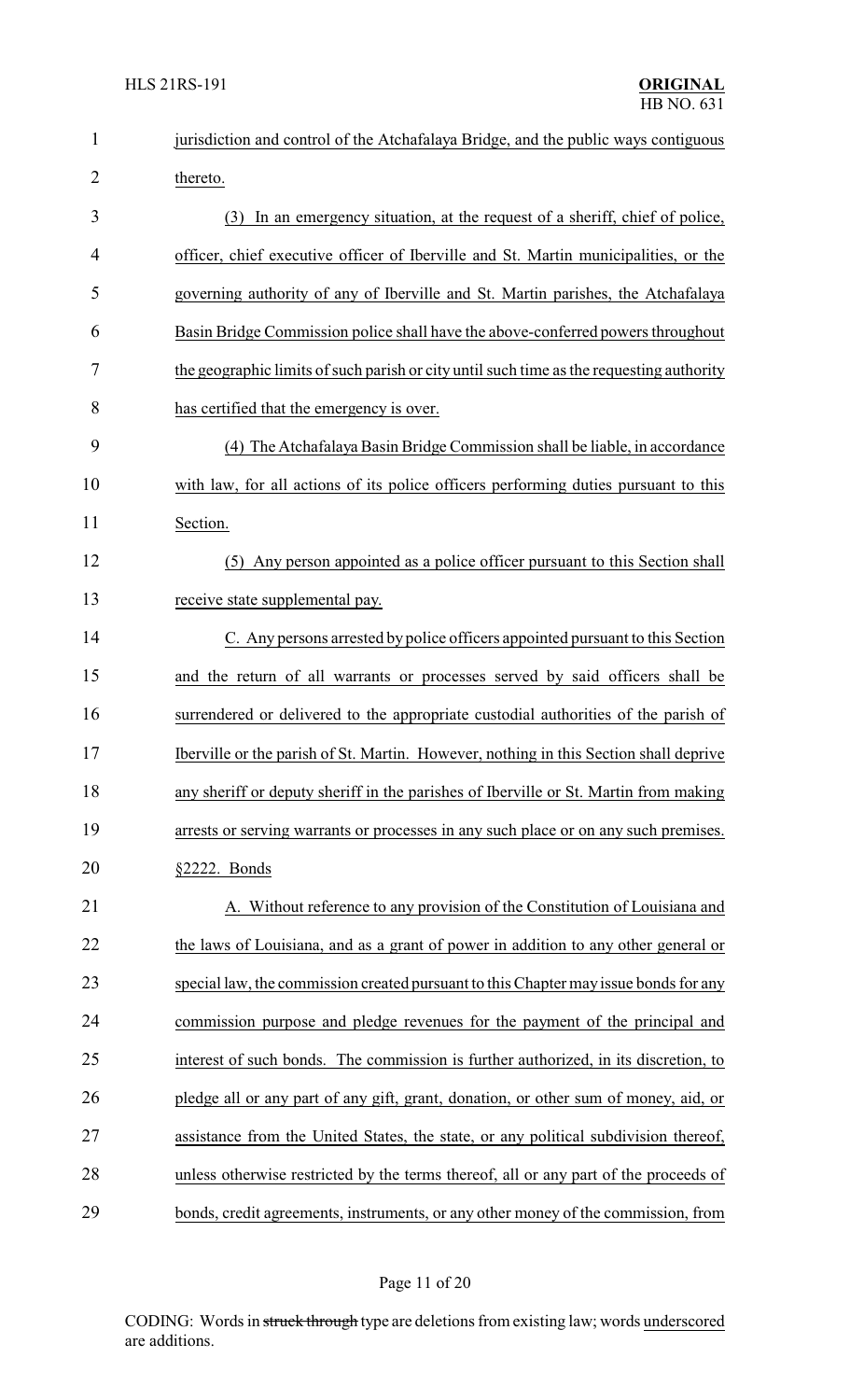jurisdiction and control of the Atchafalaya Bridge, and the public ways contiguous thereto.

(3) In an emergency situation, at the request of a sheriff, chief of police, officer, chief executive officer of Iberville and St. Martin municipalities, or the governing authority of any of Iberville and St. Martin parishes, the Atchafalaya Basin Bridge Commission police shall have the above-conferred powers throughout the geographic limits of such parish or city until such time as the requesting authority has certified that the emergency is over.

(4) The Atchafalaya Basin Bridge Commission shall be liable, in accordance with law, for all actions of its police officers performing duties pursuant to this Section.

(5) Any person appointed as a police officer pursuant to this Section shall receive state supplemental pay.

C. Any persons arrested by police officers appointed pursuant to this Section and the return of all warrants or processes served by said officers shall be surrendered or delivered to the appropriate custodial authorities of the parish of Iberville or the parish of St. Martin. However, nothing in this Section shall deprive any sheriff or deputy sheriff in the parishes of Iberville or St. Martin from making arrests or serving warrants or processes in any such place or on any such premises.

§2222. Bonds

A. Without reference to any provision of the Constitution of Louisiana and the laws of Louisiana, and as a grant of power in addition to any other general or special law, the commission created pursuant to this Chapter may issue bonds for any commission purpose and pledge revenues for the payment of the principal and interest of such bonds. The commission is further authorized, in its discretion, to pledge all or any part of any gift, grant, donation, or other sum of money, aid, or assistance from the United States, the state, or any political subdivision thereof, unless otherwise restricted by the terms thereof, all or any part of the proceeds of bonds, credit agreements, instruments, or any other money of the commission, from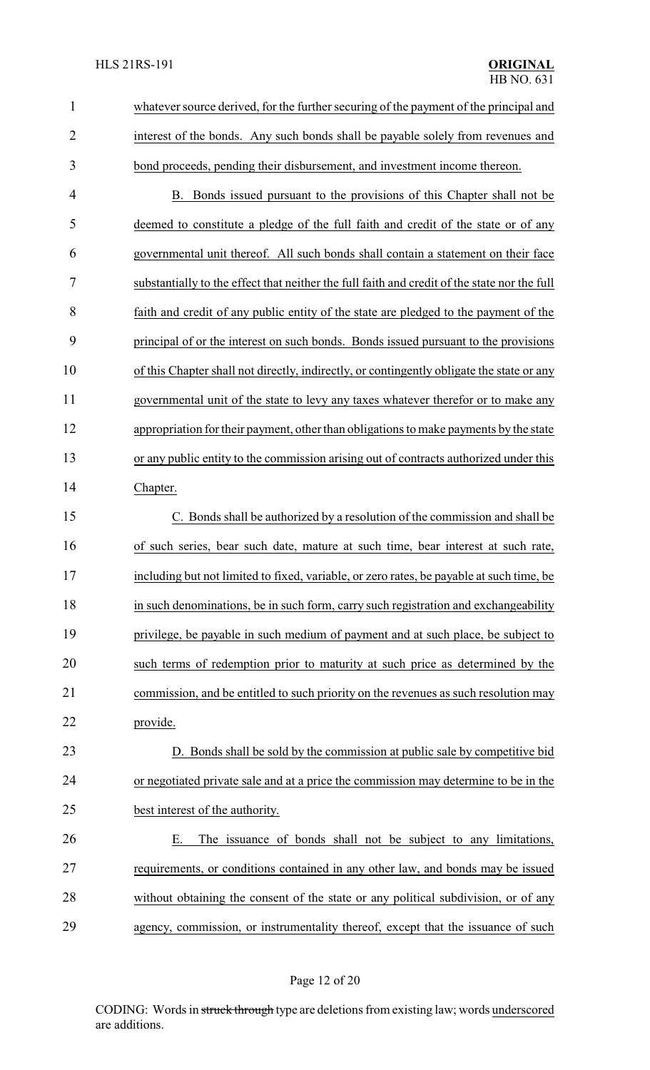whatever source derived, for the further securing of the payment of the principal and interest of the bonds. Any such bonds shall be payable solely from revenues and bond proceeds, pending their disbursement, and investment income thereon.

B. Bonds issued pursuant to the provisions of this Chapter shall not be deemed to constitute a pledge of the full faith and credit of the state or of any governmental unit thereof. All such bonds shall contain a statement on their face substantially to the effect that neither the full faith and credit of the state nor the full faith and credit of any public entity of the state are pledged to the payment of the principal of or the interest on such bonds. Bonds issued pursuant to the provisions of this Chapter shall not directly, indirectly, or contingently obligate the state or any governmental unit of the state to levy any taxes whatever therefor or to make any appropriation for their payment, other than obligations to make payments by the state or any public entity to the commission arising out of contracts authorized under this Chapter.

C. Bonds shall be authorized by a resolution of the commission and shall be of such series, bear such date, mature at such time, bear interest at such rate, including but not limited to fixed, variable, or zero rates, be payable at such time, be in such denominations, be in such form, carry such registration and exchangeability privilege, be payable in such medium of payment and at such place, be subject to such terms of redemption prior to maturity at such price as determined by the commission, and be entitled to such priority on the revenues as such resolution may provide.

D. Bonds shall be sold by the commission at public sale by competitive bid or negotiated private sale and at a price the commission may determine to be in the best interest of the authority.

E. The issuance of bonds shall not be subject to any limitations, requirements, or conditions contained in any other law, and bonds may be issued without obtaining the consent of the state or any political subdivision, or of any agency, commission, or instrumentality thereof, except that the issuance of such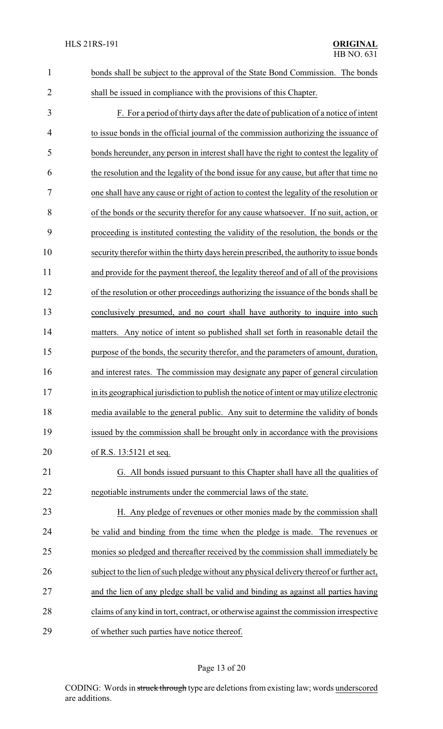bonds shall be subject to the approval of the State Bond Commission. The bonds shall be issued in compliance with the provisions of this Chapter.

F. For a period of thirty days after the date of publication of a notice of intent to issue bonds in the official journal of the commission authorizing the issuance of bonds hereunder, any person in interest shall have the right to contest the legality of the resolution and the legality of the bond issue for any cause, but after that time no one shall have any cause or right of action to contest the legality of the resolution or of the bonds or the security therefor for any cause whatsoever. If no suit, action, or proceeding is instituted contesting the validity of the resolution, the bonds or the security therefor within the thirty days herein prescribed, the authority to issue bonds and provide for the payment thereof, the legality thereof and of all of the provisions of the resolution or other proceedings authorizing the issuance of the bonds shall be conclusively presumed, and no court shall have authority to inquire into such matters. Any notice of intent so published shall set forth in reasonable detail the purpose of the bonds, the security therefor, and the parameters of amount, duration, and interest rates. The commission may designate any paper of general circulation in its geographical jurisdiction to publish the notice of intent or may utilize electronic media available to the general public. Any suit to determine the validity of bonds issued by the commission shall be brought only in accordance with the provisions of R.S. 13:5121 et seq.

G. All bonds issued pursuant to this Chapter shall have all the qualities of negotiable instruments under the commercial laws of the state.

H. Any pledge of revenues or other monies made by the commission shall be valid and binding from the time when the pledge is made. The revenues or monies so pledged and thereafter received by the commission shall immediately be subject to the lien of such pledge without any physical delivery thereof or further act, and the lien of any pledge shall be valid and binding as against all parties having claims of any kind in tort, contract, or otherwise against the commission irrespective of whether such parties have notice thereof.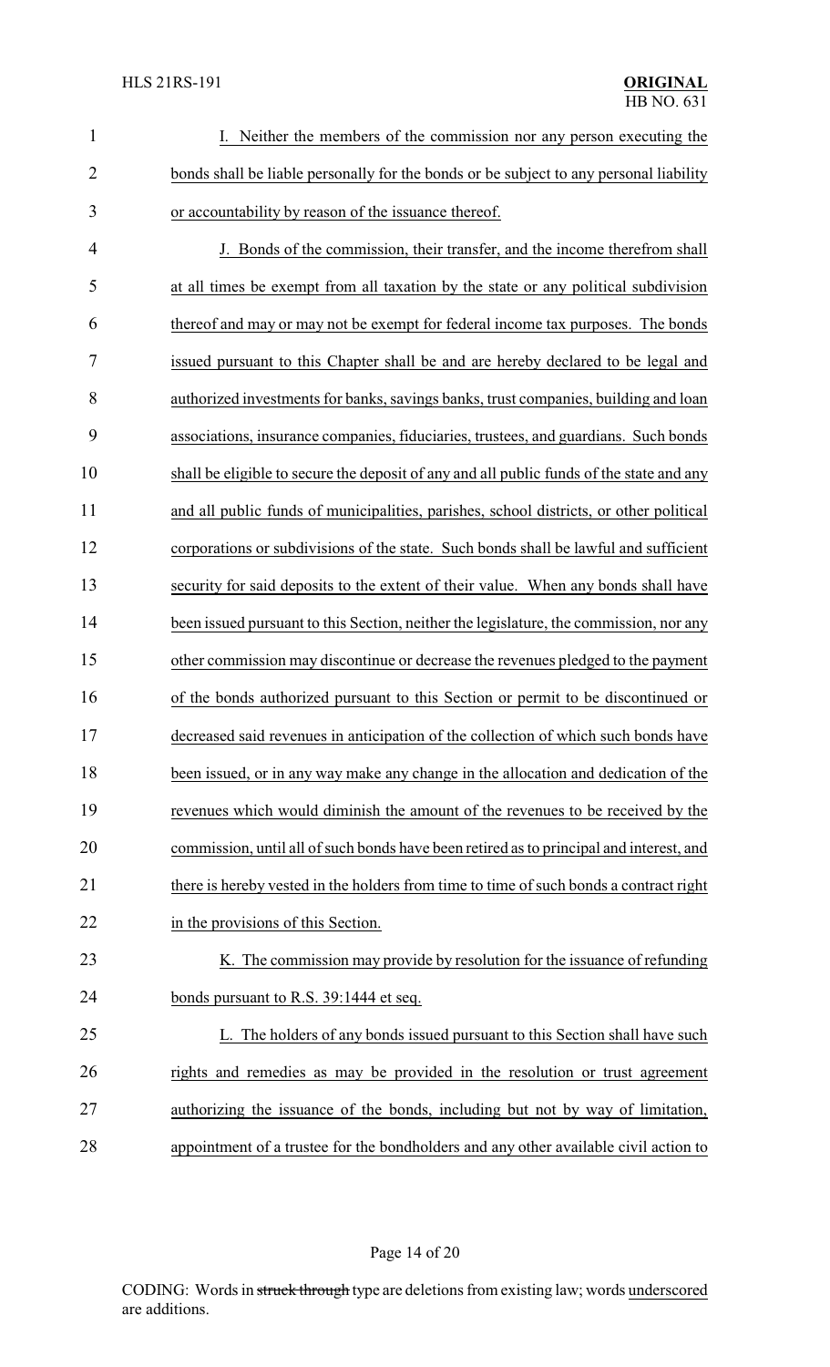I. Neither the members of the commission nor any person executing the bonds shall be liable personally for the bonds or be subject to any personal liability or accountability by reason of the issuance thereof.

J. Bonds of the commission, their transfer, and the income therefrom shall at all times be exempt from all taxation by the state or any political subdivision thereof and may or may not be exempt for federal income tax purposes. The bonds issued pursuant to this Chapter shall be and are hereby declared to be legal and authorized investments for banks, savings banks, trust companies, building and loan associations, insurance companies, fiduciaries, trustees, and guardians. Such bonds shall be eligible to secure the deposit of any and all public funds of the state and any and all public funds of municipalities, parishes, school districts, or other political corporations or subdivisions of the state. Such bonds shall be lawful and sufficient security for said deposits to the extent of their value. When any bonds shall have been issued pursuant to this Section, neither the legislature, the commission, nor any other commission may discontinue or decrease the revenues pledged to the payment of the bonds authorized pursuant to this Section or permit to be discontinued or decreased said revenues in anticipation of the collection of which such bonds have been issued, or in any way make any change in the allocation and dedication of the revenues which would diminish the amount of the revenues to be received by the commission, until all of such bonds have been retired as to principal and interest, and there is hereby vested in the holders from time to time of such bonds a contract right in the provisions of this Section.

K. The commission may provide by resolution for the issuance of refunding bonds pursuant to R.S. 39:1444 et seq.

L. The holders of any bonds issued pursuant to this Section shall have such rights and remedies as may be provided in the resolution or trust agreement authorizing the issuance of the bonds, including but not by way of limitation, appointment of a trustee for the bondholders and any other available civil action to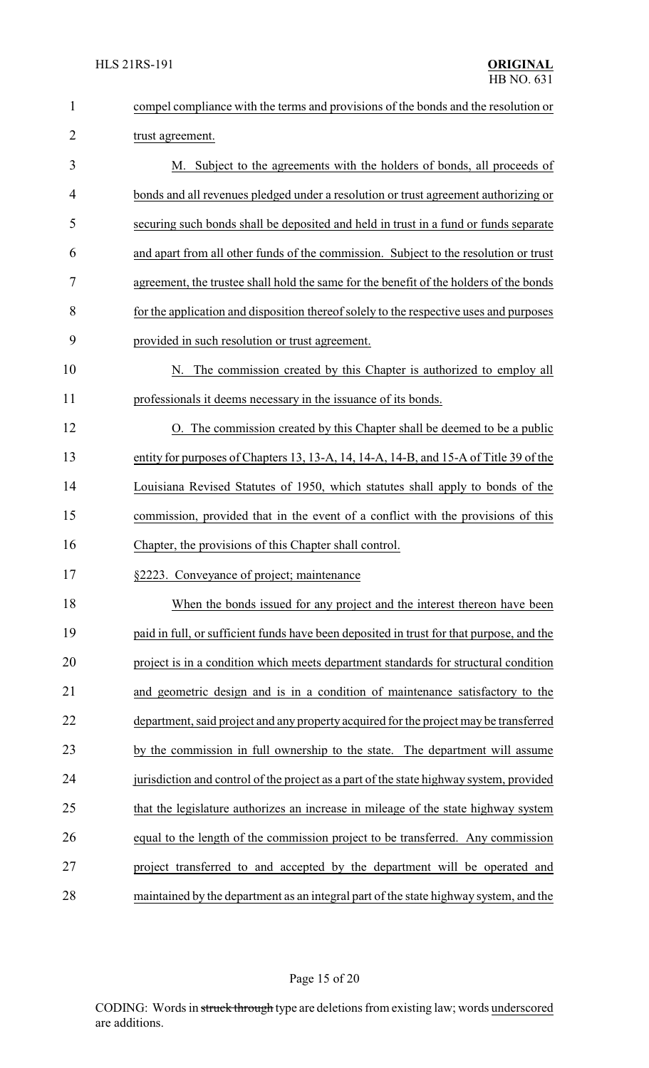compel compliance with the terms and provisions of the bonds and the resolution or trust agreement.

M. Subject to the agreements with the holders of bonds, all proceeds of bonds and all revenues pledged under a resolution or trust agreement authorizing or securing such bonds shall be deposited and held in trust in a fund or funds separate and apart from all other funds of the commission. Subject to the resolution or trust agreement, the trustee shall hold the same for the benefit of the holders of the bonds for the application and disposition thereof solely to the respective uses and purposes provided in such resolution or trust agreement.

N. The commission created by this Chapter is authorized to employ all professionals it deems necessary in the issuance of its bonds.

O. The commission created by this Chapter shall be deemed to be a public entity for purposes of Chapters 13, 13-A, 14, 14-A, 14-B, and 15-A of Title 39 of the Louisiana Revised Statutes of 1950, which statutes shall apply to bonds of the commission, provided that in the event of a conflict with the provisions of this Chapter, the provisions of this Chapter shall control.

§2223. Conveyance of project; maintenance

When the bonds issued for any project and the interest thereon have been paid in full, or sufficient funds have been deposited in trust for that purpose, and the project is in a condition which meets department standards for structural condition and geometric design and is in a condition of maintenance satisfactory to the department, said project and any property acquired for the project may be transferred by the commission in full ownership to the state. The department will assume jurisdiction and control of the project as a part of the state highway system, provided that the legislature authorizes an increase in mileage of the state highway system equal to the length of the commission project to be transferred. Any commission project transferred to and accepted by the department will be operated and maintained by the department as an integral part of the state highway system, and the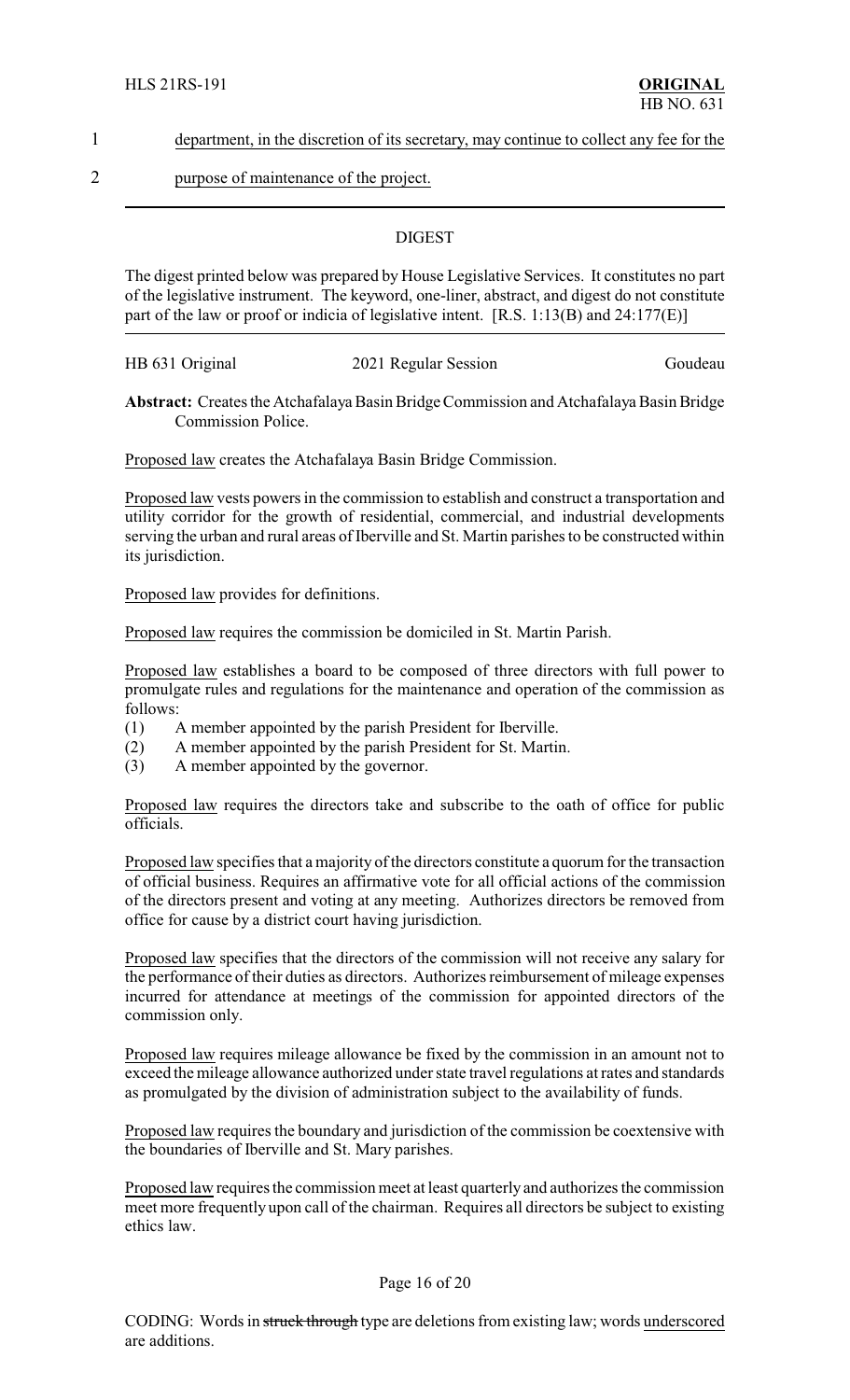1 department, in the discretion of its secretary, may continue to collect any fee for the

2 purpose of maintenance of the project.

## DIGEST

The digest printed below was prepared by House Legislative Services. It constitutes no part of the legislative instrument. The keyword, one-liner, abstract, and digest do not constitute part of the law or proof or indicia of legislative intent. [R.S. 1:13(B) and 24:177(E)]

HB 631 Original 2021 Regular Session Goudeau

**Abstract:** Creates the Atchafalaya Basin Bridge Commission and Atchafalaya Basin Bridge Commission Police.

Proposed law creates the Atchafalaya Basin Bridge Commission.

Proposed law vests powers in the commission to establish and construct a transportation and utility corridor for the growth of residential, commercial, and industrial developments serving the urban and rural areas of Iberville and St. Martin parishes to be constructed within its jurisdiction.

Proposed law provides for definitions.

Proposed law requires the commission be domiciled in St. Martin Parish.

Proposed law establishes a board to be composed of three directors with full power to promulgate rules and regulations for the maintenance and operation of the commission as follows:

(1) A member appointed by the parish President for Iberville.
(2) A member appointed by the parish President for St. Martin.
(3) A member appointed by the governor.

Proposed law requires the directors take and subscribe to the oath of office for public officials.

Proposed law specifies that a majority of the directors constitute a quorum for the transaction of official business. Requires an affirmative vote for all official actions of the commission of the directors present and voting at any meeting. Authorizes directors be removed from office for cause by a district court having jurisdiction.

Proposed law specifies that the directors of the commission will not receive any salary for the performance of their duties as directors. Authorizes reimbursement of mileage expenses incurred for attendance at meetings of the commission for appointed directors of the commission only.

Proposed law requires mileage allowance be fixed by the commission in an amount not to exceed the mileage allowance authorized under state travel regulations at rates and standards as promulgated by the division of administration subject to the availability of funds.

Proposed law requires the boundary and jurisdiction of the commission be coextensive with the boundaries of Iberville and St. Mary parishes.

Proposed law requires the commission meet at least quarterly and authorizes the commission meet more frequently upon call of the chairman. Requires all directors be subject to existing ethics law.

CODING: Words in ~~struck through~~ type are deletions from existing law; words underscored are additions.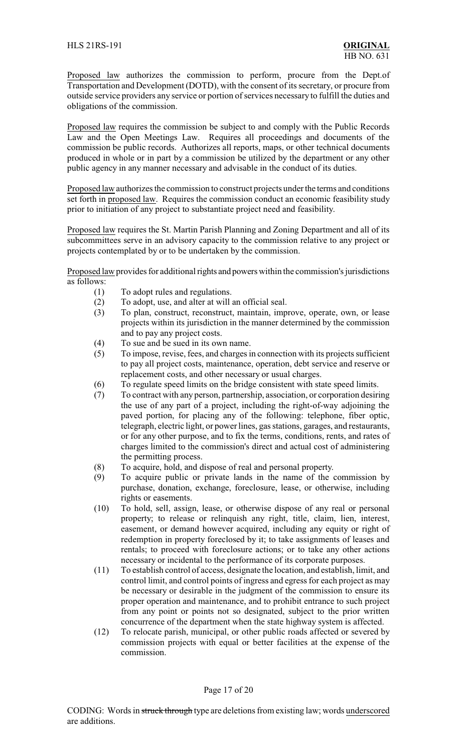Proposed law authorizes the commission to perform, procure from the Dept.of Transportation and Development (DOTD), with the consent of its secretary, or procure from outside service providers any service or portion of services necessary to fulfill the duties and obligations of the commission.

Proposed law requires the commission be subject to and comply with the Public Records Law and the Open Meetings Law. Requires all proceedings and documents of the commission be public records. Authorizes all reports, maps, or other technical documents produced in whole or in part by a commission be utilized by the department or any other public agency in any manner necessary and advisable in the conduct of its duties.

Proposed law authorizes the commission to construct projects under the terms and conditions set forth in proposed law. Requires the commission conduct an economic feasibility study prior to initiation of any project to substantiate project need and feasibility.

Proposed law requires the St. Martin Parish Planning and Zoning Department and all of its subcommittees serve in an advisory capacity to the commission relative to any project or projects contemplated by or to be undertaken by the commission.

Proposed law provides for additional rights and powers within the commission's jurisdictions as follows:

(1) To adopt rules and regulations.
(2) To adopt, use, and alter at will an official seal.
(3) To plan, construct, reconstruct, maintain, improve, operate, own, or lease projects within its jurisdiction in the manner determined by the commission and to pay any project costs.
(4) To sue and be sued in its own name.
(5) To impose, revise, fees, and charges in connection with its projects sufficient to pay all project costs, maintenance, operation, debt service and reserve or replacement costs, and other necessary or usual charges.
(6) To regulate speed limits on the bridge consistent with state speed limits.
(7) To contract with any person, partnership, association, or corporation desiring the use of any part of a project, including the right-of-way adjoining the paved portion, for placing any of the following: telephone, fiber optic, telegraph, electric light, or power lines, gas stations, garages, and restaurants, or for any other purpose, and to fix the terms, conditions, rents, and rates of charges limited to the commission's direct and actual cost of administering the permitting process.
(8) To acquire, hold, and dispose of real and personal property.
(9) To acquire public or private lands in the name of the commission by purchase, donation, exchange, foreclosure, lease, or otherwise, including rights or easements.
(10) To hold, sell, assign, lease, or otherwise dispose of any real or personal property; to release or relinquish any right, title, claim, lien, interest, easement, or demand however acquired, including any equity or right of redemption in property foreclosed by it; to take assignments of leases and rentals; to proceed with foreclosure actions; or to take any other actions necessary or incidental to the performance of its corporate purposes.
(11) To establish control of access, designate the location, and establish, limit, and control limit, and control points of ingress and egress for each project as may be necessary or desirable in the judgment of the commission to ensure its proper operation and maintenance, and to prohibit entrance to such project from any point or points not so designated, subject to the prior written concurrence of the department when the state highway system is affected.
(12) To relocate parish, municipal, or other public roads affected or severed by commission projects with equal or better facilities at the expense of the commission.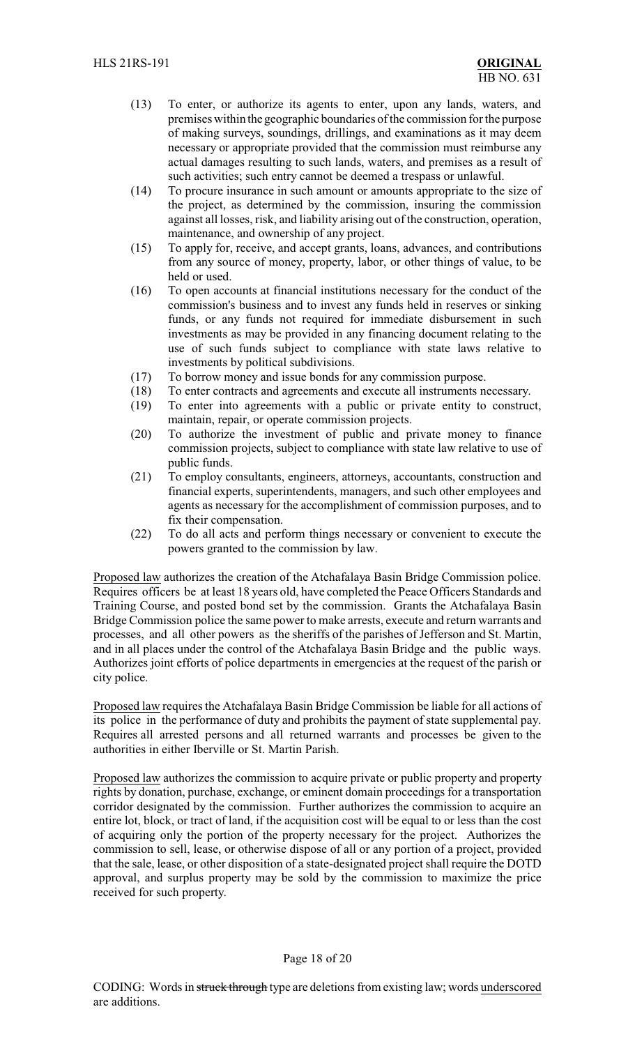(13) To enter, or authorize its agents to enter, upon any lands, waters, and premises within the geographic boundaries of the commission for the purpose of making surveys, soundings, drillings, and examinations as it may deem necessary or appropriate provided that the commission must reimburse any actual damages resulting to such lands, waters, and premises as a result of such activities; such entry cannot be deemed a trespass or unlawful.

(14) To procure insurance in such amount or amounts appropriate to the size of the project, as determined by the commission, insuring the commission against all losses, risk, and liability arising out of the construction, operation, maintenance, and ownership of any project.

(15) To apply for, receive, and accept grants, loans, advances, and contributions from any source of money, property, labor, or other things of value, to be held or used.

(16) To open accounts at financial institutions necessary for the conduct of the commission's business and to invest any funds held in reserves or sinking funds, or any funds not required for immediate disbursement in such investments as may be provided in any financing document relating to the use of such funds subject to compliance with state laws relative to investments by political subdivisions.

(17) To borrow money and issue bonds for any commission purpose.

(18) To enter contracts and agreements and execute all instruments necessary.

(19) To enter into agreements with a public or private entity to construct, maintain, repair, or operate commission projects.

(20) To authorize the investment of public and private money to finance commission projects, subject to compliance with state law relative to use of public funds.

(21) To employ consultants, engineers, attorneys, accountants, construction and financial experts, superintendents, managers, and such other employees and agents as necessary for the accomplishment of commission purposes, and to fix their compensation.

(22) To do all acts and perform things necessary or convenient to execute the powers granted to the commission by law.

Proposed law authorizes the creation of the Atchafalaya Basin Bridge Commission police. Requires officers be at least 18 years old, have completed the Peace Officers Standards and Training Course, and posted bond set by the commission. Grants the Atchafalaya Basin Bridge Commission police the same power to make arrests, execute and return warrants and processes, and all other powers as the sheriffs of the parishes of Jefferson and St. Martin, and in all places under the control of the Atchafalaya Basin Bridge and the public ways. Authorizes joint efforts of police departments in emergencies at the request of the parish or city police.

Proposed law requires the Atchafalaya Basin Bridge Commission be liable for all actions of its police in the performance of duty and prohibits the payment of state supplemental pay. Requires all arrested persons and all returned warrants and processes be given to the authorities in either Iberville or St. Martin Parish.

Proposed law authorizes the commission to acquire private or public property and property rights by donation, purchase, exchange, or eminent domain proceedings for a transportation corridor designated by the commission. Further authorizes the commission to acquire an entire lot, block, or tract of land, if the acquisition cost will be equal to or less than the cost of acquiring only the portion of the property necessary for the project. Authorizes the commission to sell, lease, or otherwise dispose of all or any portion of a project, provided that the sale, lease, or other disposition of a state-designated project shall require the DOTD approval, and surplus property may be sold by the commission to maximize the price received for such property.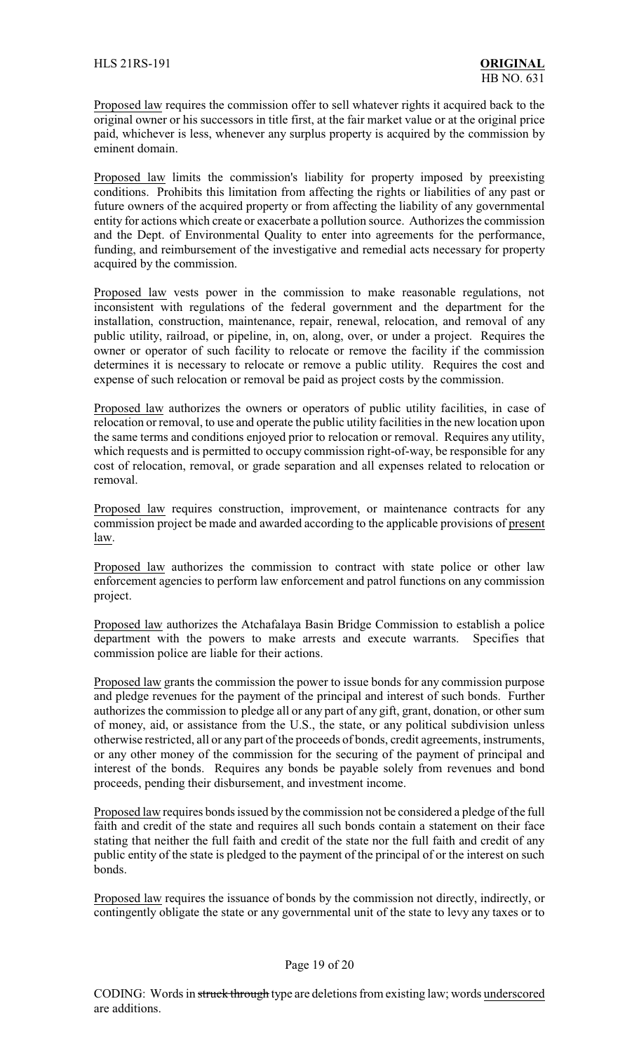Proposed law requires the commission offer to sell whatever rights it acquired back to the original owner or his successors in title first, at the fair market value or at the original price paid, whichever is less, whenever any surplus property is acquired by the commission by eminent domain.

Proposed law limits the commission's liability for property imposed by preexisting conditions. Prohibits this limitation from affecting the rights or liabilities of any past or future owners of the acquired property or from affecting the liability of any governmental entity for actions which create or exacerbate a pollution source. Authorizes the commission and the Dept. of Environmental Quality to enter into agreements for the performance, funding, and reimbursement of the investigative and remedial acts necessary for property acquired by the commission.

Proposed law vests power in the commission to make reasonable regulations, not inconsistent with regulations of the federal government and the department for the installation, construction, maintenance, repair, renewal, relocation, and removal of any public utility, railroad, or pipeline, in, on, along, over, or under a project. Requires the owner or operator of such facility to relocate or remove the facility if the commission determines it is necessary to relocate or remove a public utility. Requires the cost and expense of such relocation or removal be paid as project costs by the commission.

Proposed law authorizes the owners or operators of public utility facilities, in case of relocation or removal, to use and operate the public utility facilities in the new location upon the same terms and conditions enjoyed prior to relocation or removal. Requires any utility, which requests and is permitted to occupy commission right-of-way, be responsible for any cost of relocation, removal, or grade separation and all expenses related to relocation or removal.

Proposed law requires construction, improvement, or maintenance contracts for any commission project be made and awarded according to the applicable provisions of present law.

Proposed law authorizes the commission to contract with state police or other law enforcement agencies to perform law enforcement and patrol functions on any commission project.

Proposed law authorizes the Atchafalaya Basin Bridge Commission to establish a police department with the powers to make arrests and execute warrants. Specifies that commission police are liable for their actions.

Proposed law grants the commission the power to issue bonds for any commission purpose and pledge revenues for the payment of the principal and interest of such bonds. Further authorizes the commission to pledge all or any part of any gift, grant, donation, or other sum of money, aid, or assistance from the U.S., the state, or any political subdivision unless otherwise restricted, all or any part of the proceeds of bonds, credit agreements, instruments, or any other money of the commission for the securing of the payment of principal and interest of the bonds. Requires any bonds be payable solely from revenues and bond proceeds, pending their disbursement, and investment income.

Proposed law requires bonds issued by the commission not be considered a pledge of the full faith and credit of the state and requires all such bonds contain a statement on their face stating that neither the full faith and credit of the state nor the full faith and credit of any public entity of the state is pledged to the payment of the principal of or the interest on such bonds.

Proposed law requires the issuance of bonds by the commission not directly, indirectly, or contingently obligate the state or any governmental unit of the state to levy any taxes or to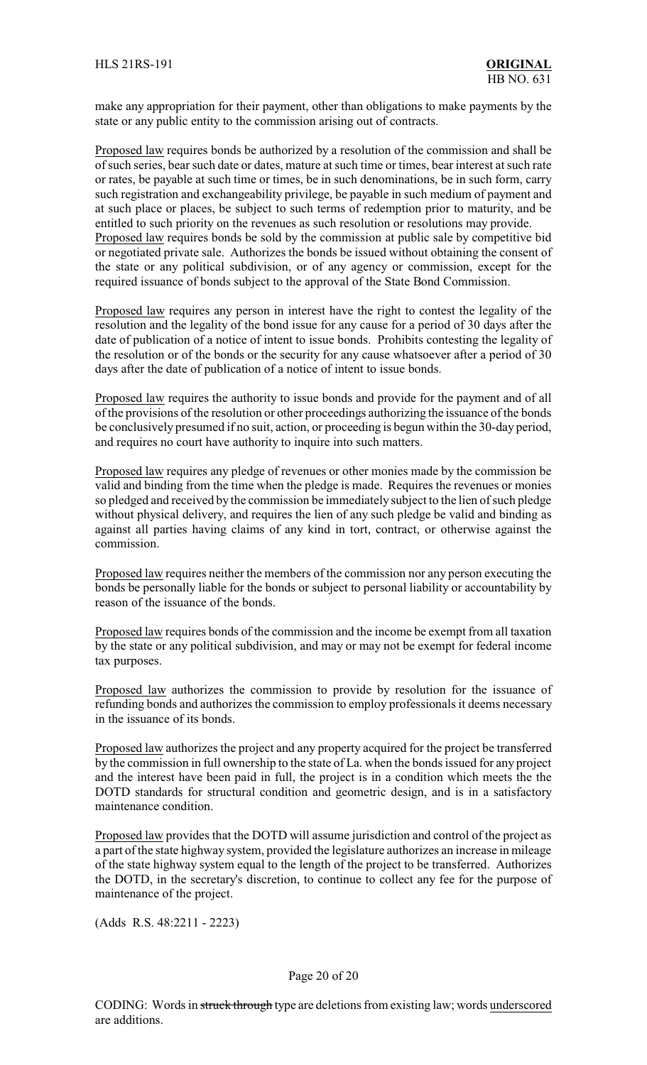make any appropriation for their payment, other than obligations to make payments by the state or any public entity to the commission arising out of contracts.

Proposed law requires bonds be authorized by a resolution of the commission and shall be of such series, bear such date or dates, mature at such time or times, bear interest at such rate or rates, be payable at such time or times, be in such denominations, be in such form, carry such registration and exchangeability privilege, be payable in such medium of payment and at such place or places, be subject to such terms of redemption prior to maturity, and be entitled to such priority on the revenues as such resolution or resolutions may provide.

Proposed law requires bonds be sold by the commission at public sale by competitive bid or negotiated private sale. Authorizes the bonds be issued without obtaining the consent of the state or any political subdivision, or of any agency or commission, except for the required issuance of bonds subject to the approval of the State Bond Commission.

Proposed law requires any person in interest have the right to contest the legality of the resolution and the legality of the bond issue for any cause for a period of 30 days after the date of publication of a notice of intent to issue bonds. Prohibits contesting the legality of the resolution or of the bonds or the security for any cause whatsoever after a period of 30 days after the date of publication of a notice of intent to issue bonds.

Proposed law requires the authority to issue bonds and provide for the payment and of all of the provisions of the resolution or other proceedings authorizing the issuance of the bonds be conclusively presumed if no suit, action, or proceeding is begun within the 30-day period, and requires no court have authority to inquire into such matters.

Proposed law requires any pledge of revenues or other monies made by the commission be valid and binding from the time when the pledge is made. Requires the revenues or monies so pledged and received by the commission be immediately subject to the lien of such pledge without physical delivery, and requires the lien of any such pledge be valid and binding as against all parties having claims of any kind in tort, contract, or otherwise against the commission.

Proposed law requires neither the members of the commission nor any person executing the bonds be personally liable for the bonds or subject to personal liability or accountability by reason of the issuance of the bonds.

Proposed law requires bonds of the commission and the income be exempt from all taxation by the state or any political subdivision, and may or may not be exempt for federal income tax purposes.

Proposed law authorizes the commission to provide by resolution for the issuance of refunding bonds and authorizes the commission to employ professionals it deems necessary in the issuance of its bonds.

Proposed law authorizes the project and any property acquired for the project be transferred by the commission in full ownership to the state of La. when the bonds issued for any project and the interest have been paid in full, the project is in a condition which meets the the DOTD standards for structural condition and geometric design, and is in a satisfactory maintenance condition.

Proposed law provides that the DOTD will assume jurisdiction and control of the project as a part of the state highway system, provided the legislature authorizes an increase in mileage of the state highway system equal to the length of the project to be transferred. Authorizes the DOTD, in the secretary's discretion, to continue to collect any fee for the purpose of maintenance of the project.

(Adds R.S. 48:2211 - 2223)

CODING: Words in ~~struck through~~ type are deletions from existing law; words underscored are additions.